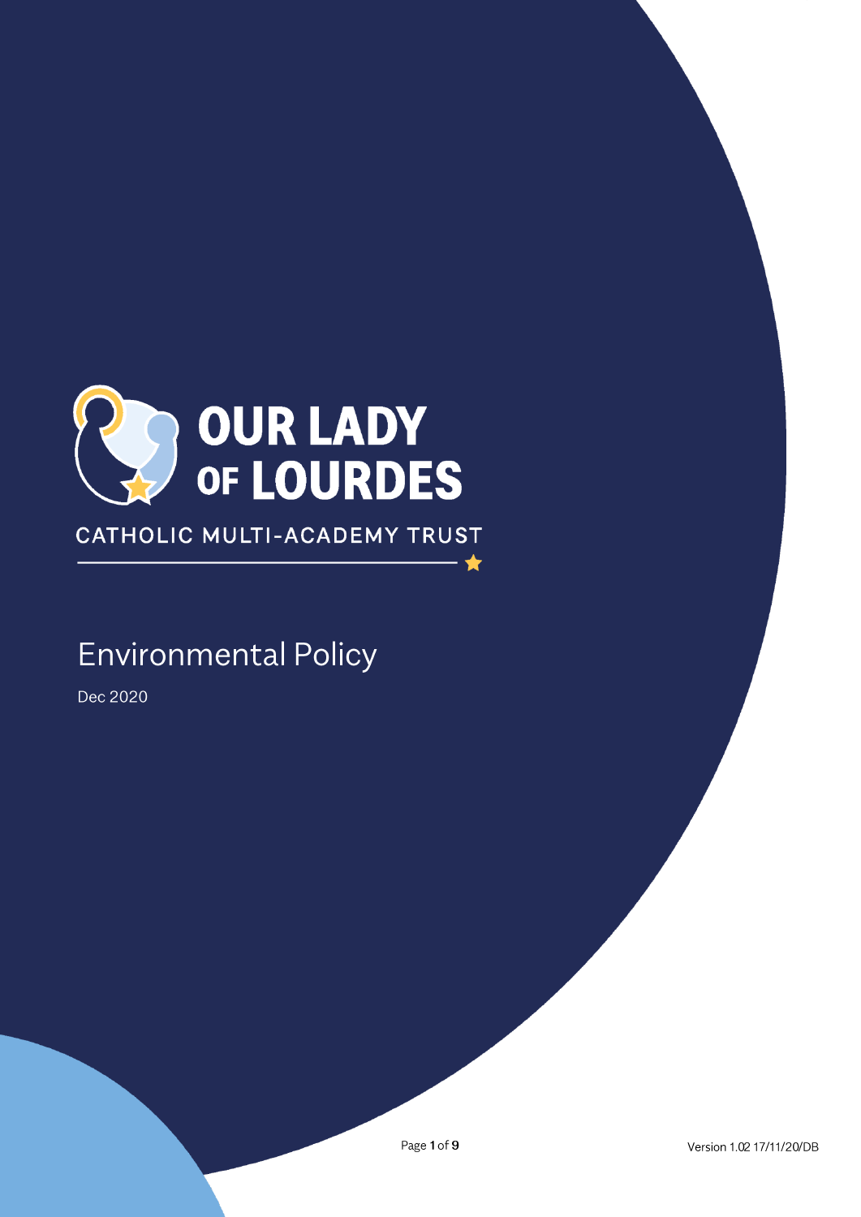# OUR LADY OF LOURDES

CATHOLIC MULTI-ACADEMY TRUST

## Environmental Policy

Dec 2020

Version 1.02 17/11/20/DB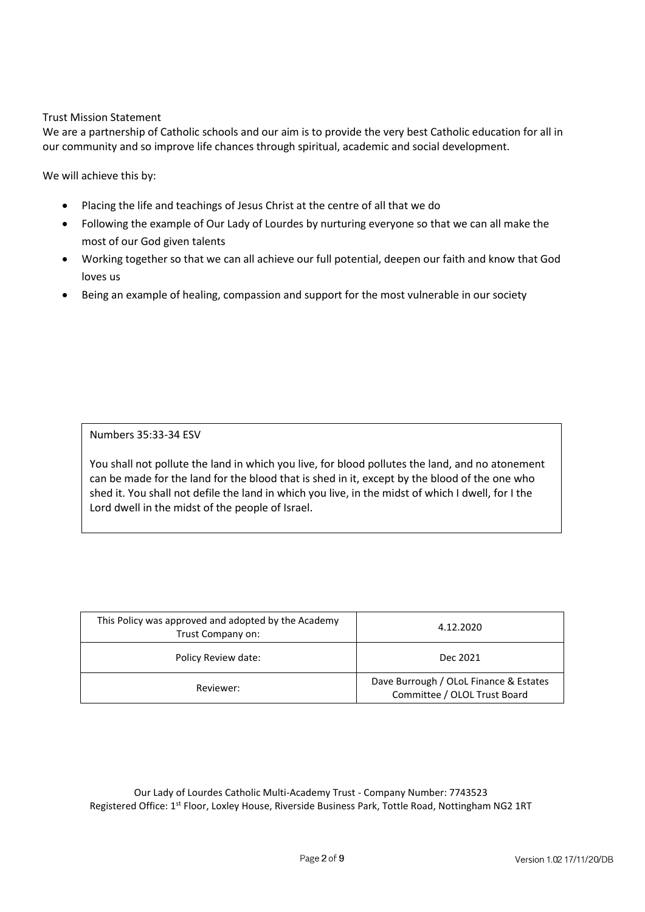Trust Mission Statement

We are a partnership of Catholic schools and our aim is to provide the very best Catholic education for all in our community and so improve life chances through spiritual, academic and social development.

We will achieve this by:

- Placing the life and teachings of Jesus Christ at the centre of all that we do
- Following the example of Our Lady of Lourdes by nurturing everyone so that we can all make the most of our God given talents
- Working together so that we can all achieve our full potential, deepen our faith and know that God loves us
- Being an example of healing, compassion and support for the most vulnerable in our society

Numbers 35:33-34 ESV

You shall not pollute the land in which you live, for blood pollutes the land, and no atonement can be made for the land for the blood that is shed in it, except by the blood of the one who shed it. You shall not defile the land in which you live, in the midst of which I dwell, for I the Lord dwell in the midst of the people of Israel.

| This Policy was approved and adopted by the Academy Trust Company on: | 4.12.2020 |
|---|---|
| Policy Review date: | Dec 2021 |
| Reviewer: | Dave Burrough / OLoL Finance & Estates Committee / OLOL Trust Board |

Our Lady of Lourdes Catholic Multi-Academy Trust - Company Number: 7743523
Registered Office: 1st Floor, Loxley House, Riverside Business Park, Tottle Road, Nottingham NG2 1RT

Version 1.02 17/11/20/DB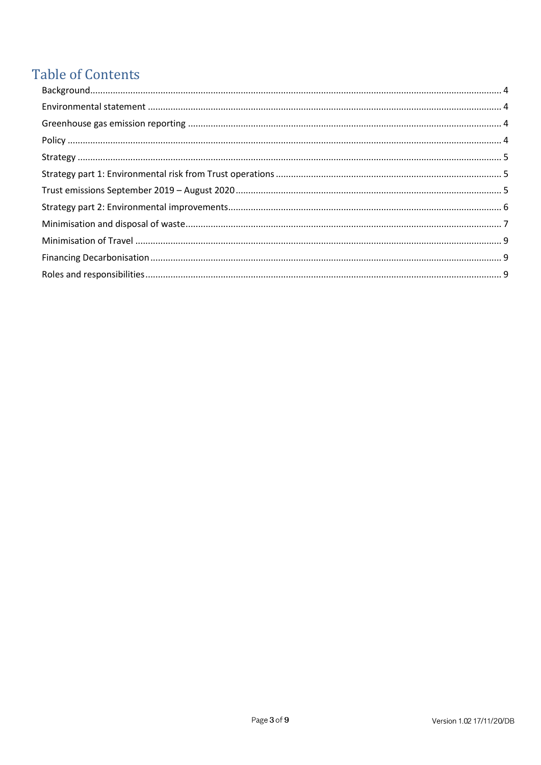# Table of Contents

Background....................................................................................................................................................... 4

Environmental statement ................................................................................................................................ 4

Greenhouse gas emission reporting ................................................................................................................ 4

Policy ............................................................................................................................................................... 4

Strategy ............................................................................................................................................................ 5

Strategy part 1: Environmental risk from Trust operations ............................................................................ 5

Trust emissions September 2019 – August 2020 ........................................................................................... 5

Strategy part 2: Environmental improvements ............................................................................................... 6

Minimisation and disposal of waste ................................................................................................................ 7

Minimisation of Travel ..................................................................................................................................... 9

Financing Decarbonisation .............................................................................................................................. 9

Roles and responsibilities ................................................................................................................................ 9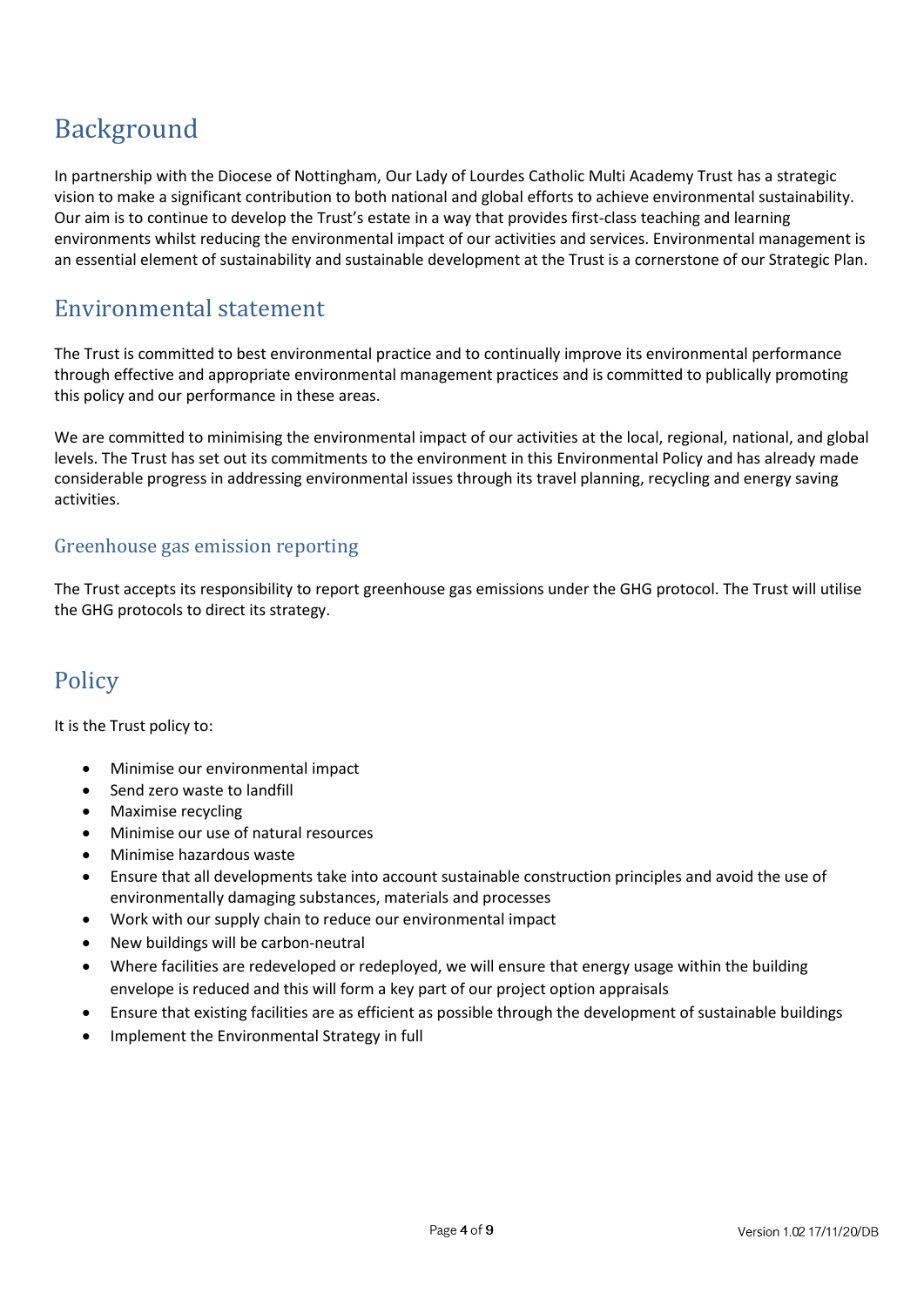# Background

In partnership with the Diocese of Nottingham, Our Lady of Lourdes Catholic Multi Academy Trust has a strategic vision to make a significant contribution to both national and global efforts to achieve environmental sustainability. Our aim is to continue to develop the Trust's estate in a way that provides first-class teaching and learning environments whilst reducing the environmental impact of our activities and services. Environmental management is an essential element of sustainability and sustainable development at the Trust is a cornerstone of our Strategic Plan.

# Environmental statement

The Trust is committed to best environmental practice and to continually improve its environmental performance through effective and appropriate environmental management practices and is committed to publically promoting this policy and our performance in these areas.

We are committed to minimising the environmental impact of our activities at the local, regional, national, and global levels. The Trust has set out its commitments to the environment in this Environmental Policy and has already made considerable progress in addressing environmental issues through its travel planning, recycling and energy saving activities.

## Greenhouse gas emission reporting

The Trust accepts its responsibility to report greenhouse gas emissions under the GHG protocol. The Trust will utilise the GHG protocols to direct its strategy.

# Policy

It is the Trust policy to:

- Minimise our environmental impact
- Send zero waste to landfill
- Maximise recycling
- Minimise our use of natural resources
- Minimise hazardous waste
- Ensure that all developments take into account sustainable construction principles and avoid the use of environmentally damaging substances, materials and processes
- Work with our supply chain to reduce our environmental impact
- New buildings will be carbon-neutral
- Where facilities are redeveloped or redeployed, we will ensure that energy usage within the building envelope is reduced and this will form a key part of our project option appraisals
- Ensure that existing facilities are as efficient as possible through the development of sustainable buildings
- Implement the Environmental Strategy in full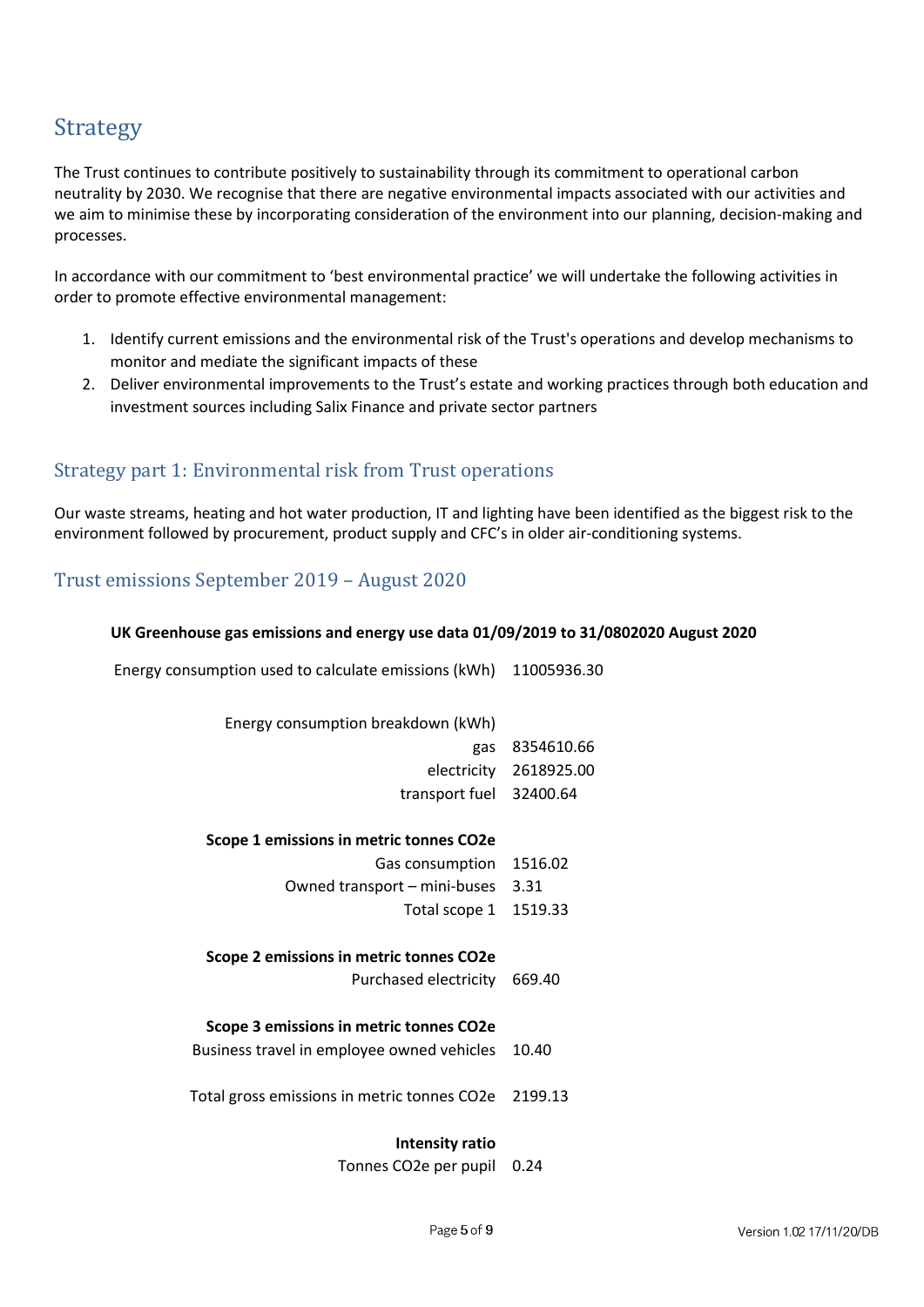## Strategy

The Trust continues to contribute positively to sustainability through its commitment to operational carbon neutrality by 2030. We recognise that there are negative environmental impacts associated with our activities and we aim to minimise these by incorporating consideration of the environment into our planning, decision-making and processes.

In accordance with our commitment to 'best environmental practice' we will undertake the following activities in order to promote effective environmental management:

1. Identify current emissions and the environmental risk of the Trust's operations and develop mechanisms to monitor and mediate the significant impacts of these
2. Deliver environmental improvements to the Trust's estate and working practices through both education and investment sources including Salix Finance and private sector partners

### Strategy part 1: Environmental risk from Trust operations

Our waste streams, heating and hot water production, IT and lighting have been identified as the biggest risk to the environment followed by procurement, product supply and CFC's in older air-conditioning systems.

### Trust emissions September 2019 – August 2020

**UK Greenhouse gas emissions and energy use data 01/09/2019 to 31/0802020 August 2020**

| | |
|---|---|
| Energy consumption used to calculate emissions (kWh) | 11005936.30 |
| | |
| Energy consumption breakdown (kWh) | |
| gas | 8354610.66 |
| electricity | 2618925.00 |
| transport fuel | 32400.64 |
| | |
| **Scope 1 emissions in metric tonnes CO2e** | |
| Gas consumption | 1516.02 |
| Owned transport – mini-buses | 3.31 |
| Total scope 1 | 1519.33 |
| | |
| **Scope 2 emissions in metric tonnes CO2e** | |
| Purchased electricity | 669.40 |
| | |
| **Scope 3 emissions in metric tonnes CO2e** | |
| Business travel in employee owned vehicles | 10.40 |
| | |
| Total gross emissions in metric tonnes CO2e | 2199.13 |
| | |
| **Intensity ratio** | |
| Tonnes CO2e per pupil | 0.24 |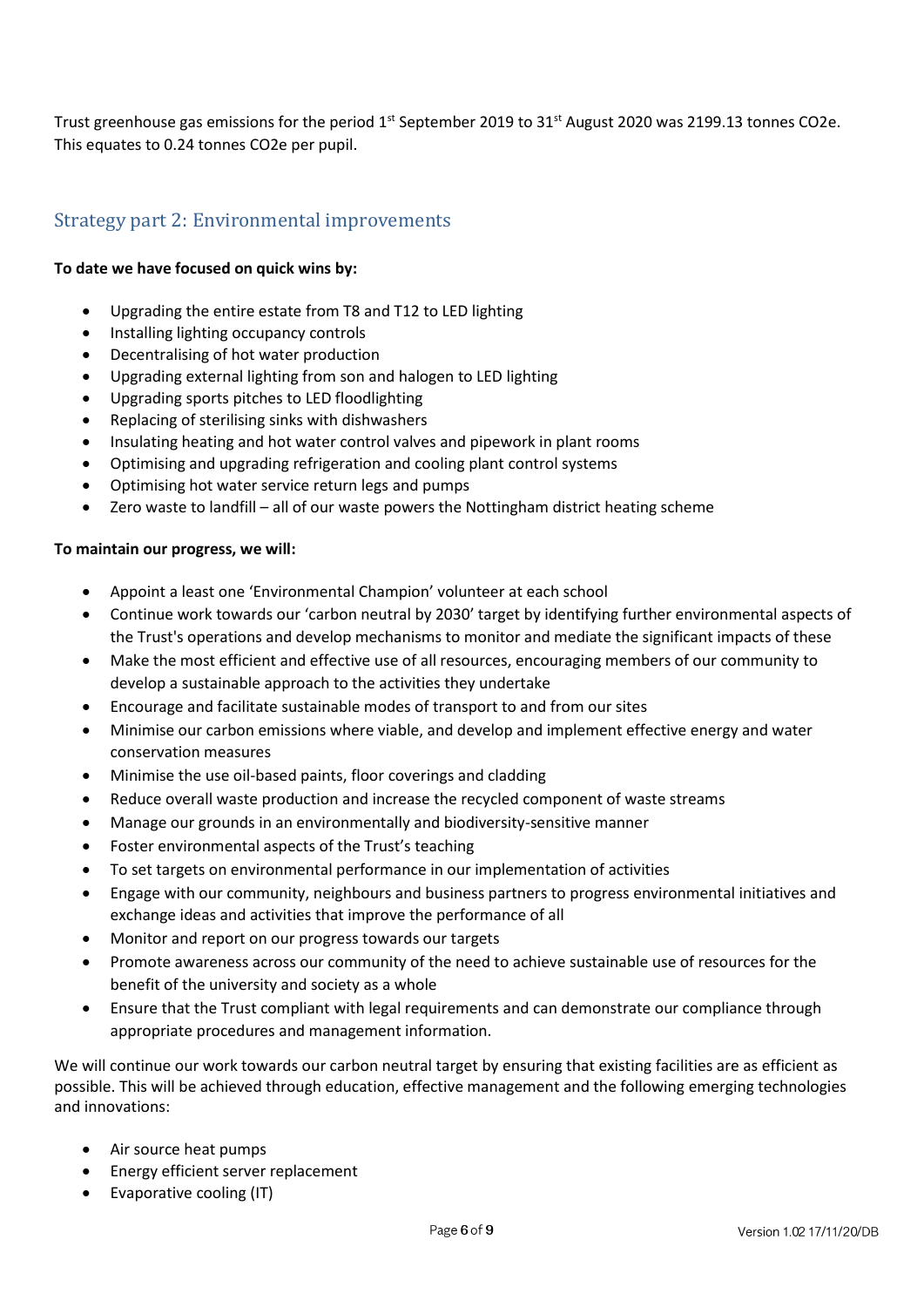Trust greenhouse gas emissions for the period 1st September 2019 to 31st August 2020 was 2199.13 tonnes CO2e. This equates to 0.24 tonnes CO2e per pupil.

## Strategy part 2: Environmental improvements

**To date we have focused on quick wins by:**

- Upgrading the entire estate from T8 and T12 to LED lighting
- Installing lighting occupancy controls
- Decentralising of hot water production
- Upgrading external lighting from son and halogen to LED lighting
- Upgrading sports pitches to LED floodlighting
- Replacing of sterilising sinks with dishwashers
- Insulating heating and hot water control valves and pipework in plant rooms
- Optimising and upgrading refrigeration and cooling plant control systems
- Optimising hot water service return legs and pumps
- Zero waste to landfill – all of our waste powers the Nottingham district heating scheme

**To maintain our progress, we will:**

- Appoint a least one 'Environmental Champion' volunteer at each school
- Continue work towards our 'carbon neutral by 2030' target by identifying further environmental aspects of the Trust's operations and develop mechanisms to monitor and mediate the significant impacts of these
- Make the most efficient and effective use of all resources, encouraging members of our community to develop a sustainable approach to the activities they undertake
- Encourage and facilitate sustainable modes of transport to and from our sites
- Minimise our carbon emissions where viable, and develop and implement effective energy and water conservation measures
- Minimise the use oil-based paints, floor coverings and cladding
- Reduce overall waste production and increase the recycled component of waste streams
- Manage our grounds in an environmentally and biodiversity-sensitive manner
- Foster environmental aspects of the Trust's teaching
- To set targets on environmental performance in our implementation of activities
- Engage with our community, neighbours and business partners to progress environmental initiatives and exchange ideas and activities that improve the performance of all
- Monitor and report on our progress towards our targets
- Promote awareness across our community of the need to achieve sustainable use of resources for the benefit of the university and society as a whole
- Ensure that the Trust compliant with legal requirements and can demonstrate our compliance through appropriate procedures and management information.

We will continue our work towards our carbon neutral target by ensuring that existing facilities are as efficient as possible. This will be achieved through education, effective management and the following emerging technologies and innovations:

- Air source heat pumps
- Energy efficient server replacement
- Evaporative cooling (IT)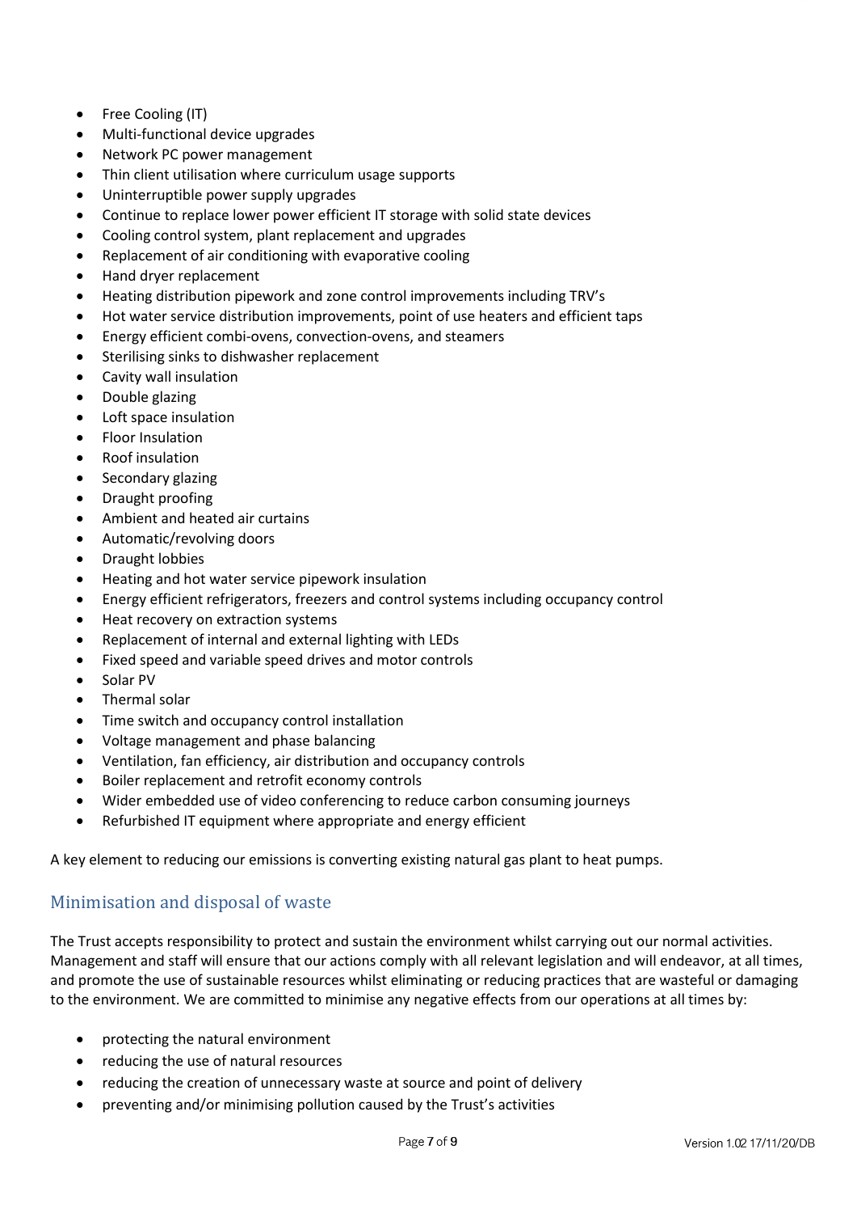- Free Cooling (IT)
- Multi-functional device upgrades
- Network PC power management
- Thin client utilisation where curriculum usage supports
- Uninterruptible power supply upgrades
- Continue to replace lower power efficient IT storage with solid state devices
- Cooling control system, plant replacement and upgrades
- Replacement of air conditioning with evaporative cooling
- Hand dryer replacement
- Heating distribution pipework and zone control improvements including TRV's
- Hot water service distribution improvements, point of use heaters and efficient taps
- Energy efficient combi-ovens, convection-ovens, and steamers
- Sterilising sinks to dishwasher replacement
- Cavity wall insulation
- Double glazing
- Loft space insulation
- Floor Insulation
- Roof insulation
- Secondary glazing
- Draught proofing
- Ambient and heated air curtains
- Automatic/revolving doors
- Draught lobbies
- Heating and hot water service pipework insulation
- Energy efficient refrigerators, freezers and control systems including occupancy control
- Heat recovery on extraction systems
- Replacement of internal and external lighting with LEDs
- Fixed speed and variable speed drives and motor controls
- Solar PV
- Thermal solar
- Time switch and occupancy control installation
- Voltage management and phase balancing
- Ventilation, fan efficiency, air distribution and occupancy controls
- Boiler replacement and retrofit economy controls
- Wider embedded use of video conferencing to reduce carbon consuming journeys
- Refurbished IT equipment where appropriate and energy efficient

A key element to reducing our emissions is converting existing natural gas plant to heat pumps.

## Minimisation and disposal of waste

The Trust accepts responsibility to protect and sustain the environment whilst carrying out our normal activities. Management and staff will ensure that our actions comply with all relevant legislation and will endeavor, at all times, and promote the use of sustainable resources whilst eliminating or reducing practices that are wasteful or damaging to the environment. We are committed to minimise any negative effects from our operations at all times by:

- protecting the natural environment
- reducing the use of natural resources
- reducing the creation of unnecessary waste at source and point of delivery
- preventing and/or minimising pollution caused by the Trust's activities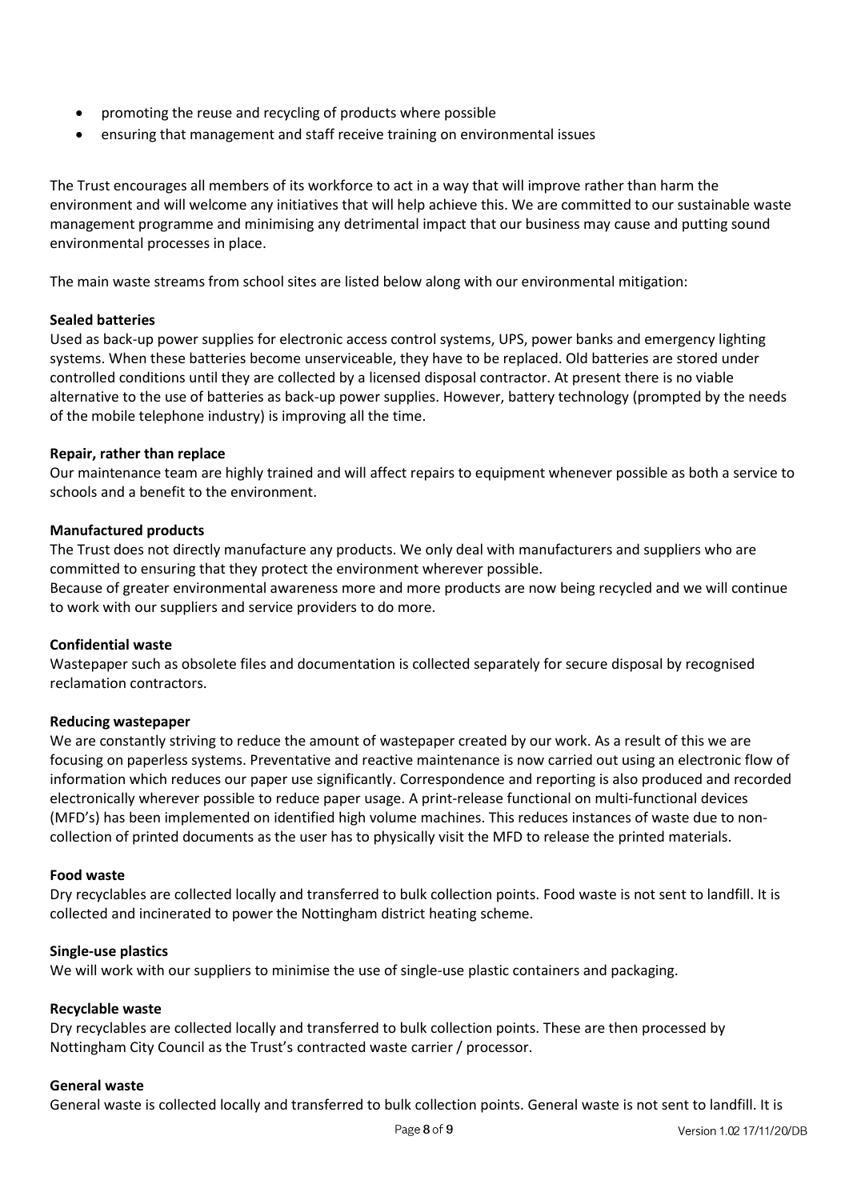- promoting the reuse and recycling of products where possible
- ensuring that management and staff receive training on environmental issues

The Trust encourages all members of its workforce to act in a way that will improve rather than harm the environment and will welcome any initiatives that will help achieve this. We are committed to our sustainable waste management programme and minimising any detrimental impact that our business may cause and putting sound environmental processes in place.

The main waste streams from school sites are listed below along with our environmental mitigation:

**Sealed batteries**
Used as back-up power supplies for electronic access control systems, UPS, power banks and emergency lighting systems. When these batteries become unserviceable, they have to be replaced. Old batteries are stored under controlled conditions until they are collected by a licensed disposal contractor. At present there is no viable alternative to the use of batteries as back-up power supplies. However, battery technology (prompted by the needs of the mobile telephone industry) is improving all the time.

**Repair, rather than replace**
Our maintenance team are highly trained and will affect repairs to equipment whenever possible as both a service to schools and a benefit to the environment.

**Manufactured products**
The Trust does not directly manufacture any products. We only deal with manufacturers and suppliers who are committed to ensuring that they protect the environment wherever possible.
Because of greater environmental awareness more and more products are now being recycled and we will continue to work with our suppliers and service providers to do more.

**Confidential waste**
Wastepaper such as obsolete files and documentation is collected separately for secure disposal by recognised reclamation contractors.

**Reducing wastepaper**
We are constantly striving to reduce the amount of wastepaper created by our work. As a result of this we are focusing on paperless systems. Preventative and reactive maintenance is now carried out using an electronic flow of information which reduces our paper use significantly. Correspondence and reporting is also produced and recorded electronically wherever possible to reduce paper usage. A print-release functional on multi-functional devices (MFD's) has been implemented on identified high volume machines. This reduces instances of waste due to non-collection of printed documents as the user has to physically visit the MFD to release the printed materials.

**Food waste**
Dry recyclables are collected locally and transferred to bulk collection points. Food waste is not sent to landfill. It is collected and incinerated to power the Nottingham district heating scheme.

**Single-use plastics**
We will work with our suppliers to minimise the use of single-use plastic containers and packaging.

**Recyclable waste**
Dry recyclables are collected locally and transferred to bulk collection points. These are then processed by Nottingham City Council as the Trust's contracted waste carrier / processor.

**General waste**
General waste is collected locally and transferred to bulk collection points. General waste is not sent to landfill. It is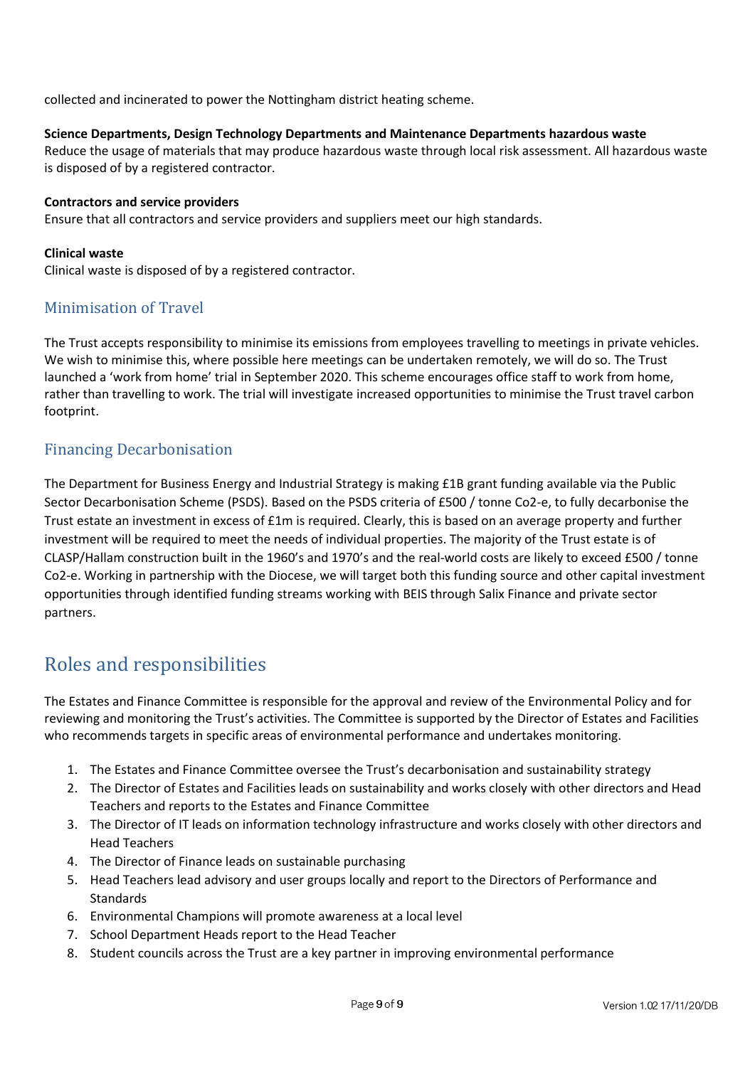collected and incinerated to power the Nottingham district heating scheme.

**Science Departments, Design Technology Departments and Maintenance Departments hazardous waste**
Reduce the usage of materials that may produce hazardous waste through local risk assessment. All hazardous waste is disposed of by a registered contractor.

**Contractors and service providers**
Ensure that all contractors and service providers and suppliers meet our high standards.

**Clinical waste**
Clinical waste is disposed of by a registered contractor.

## Minimisation of Travel

The Trust accepts responsibility to minimise its emissions from employees travelling to meetings in private vehicles. We wish to minimise this, where possible here meetings can be undertaken remotely, we will do so. The Trust launched a 'work from home' trial in September 2020. This scheme encourages office staff to work from home, rather than travelling to work. The trial will investigate increased opportunities to minimise the Trust travel carbon footprint.

## Financing Decarbonisation

The Department for Business Energy and Industrial Strategy is making £1B grant funding available via the Public Sector Decarbonisation Scheme (PSDS). Based on the PSDS criteria of £500 / tonne Co2-e, to fully decarbonise the Trust estate an investment in excess of £1m is required. Clearly, this is based on an average property and further investment will be required to meet the needs of individual properties. The majority of the Trust estate is of CLASP/Hallam construction built in the 1960's and 1970's and the real-world costs are likely to exceed £500 / tonne Co2-e. Working in partnership with the Diocese, we will target both this funding source and other capital investment opportunities through identified funding streams working with BEIS through Salix Finance and private sector partners.

# Roles and responsibilities

The Estates and Finance Committee is responsible for the approval and review of the Environmental Policy and for reviewing and monitoring the Trust's activities. The Committee is supported by the Director of Estates and Facilities who recommends targets in specific areas of environmental performance and undertakes monitoring.

1. The Estates and Finance Committee oversee the Trust's decarbonisation and sustainability strategy
2. The Director of Estates and Facilities leads on sustainability and works closely with other directors and Head Teachers and reports to the Estates and Finance Committee
3. The Director of IT leads on information technology infrastructure and works closely with other directors and Head Teachers
4. The Director of Finance leads on sustainable purchasing
5. Head Teachers lead advisory and user groups locally and report to the Directors of Performance and Standards
6. Environmental Champions will promote awareness at a local level
7. School Department Heads report to the Head Teacher
8. Student councils across the Trust are a key partner in improving environmental performance